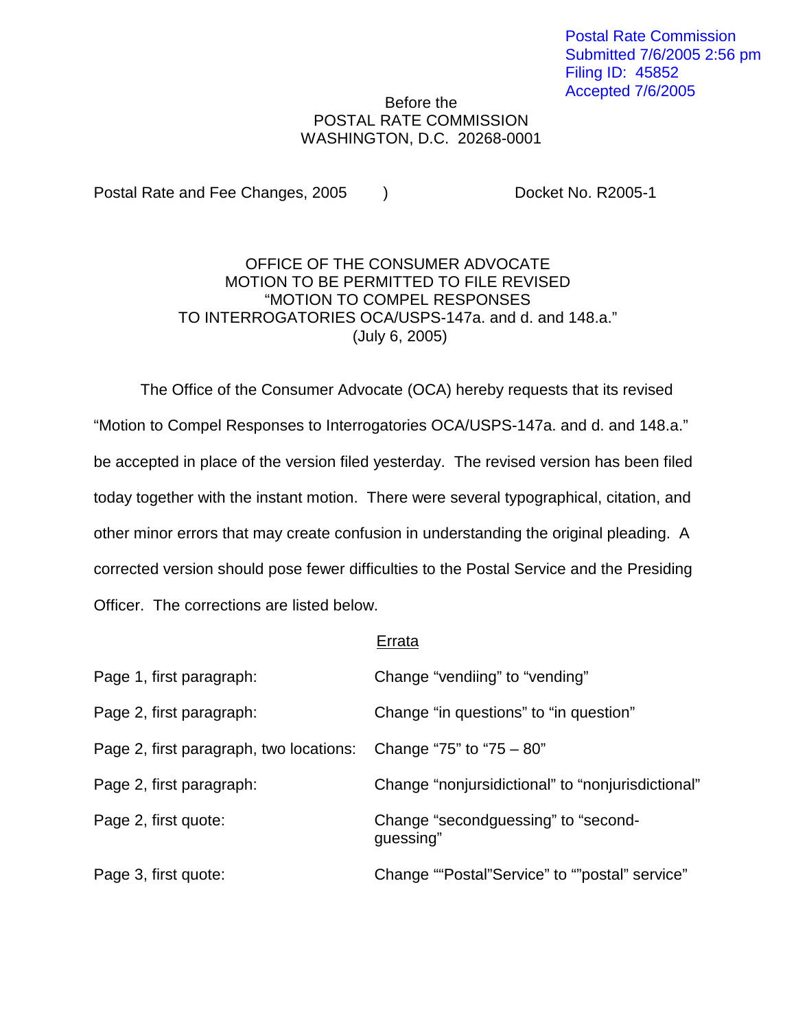Postal Rate Commission
Submitted 7/6/2005 2:56 pm
Filing ID: 45852
Accepted 7/6/2005

Before the
POSTAL RATE COMMISSION
WASHINGTON, D.C. 20268-0001

Postal Rate and Fee Changes, 2005 ) Docket No. R2005-1

OFFICE OF THE CONSUMER ADVOCATE
MOTION TO BE PERMITTED TO FILE REVISED
"MOTION TO COMPEL RESPONSES
TO INTERROGATORIES OCA/USPS-147a. and d. and 148.a."
(July 6, 2005)

The Office of the Consumer Advocate (OCA) hereby requests that its revised "Motion to Compel Responses to Interrogatories OCA/USPS-147a. and d. and 148.a." be accepted in place of the version filed yesterday. The revised version has been filed today together with the instant motion. There were several typographical, citation, and other minor errors that may create confusion in understanding the original pleading. A corrected version should pose fewer difficulties to the Postal Service and the Presiding Officer. The corrections are listed below.

<u>Errata</u>

| | |
|---|---|
| Page 1, first paragraph: | Change "vendiing" to "vending" |
| Page 2, first paragraph: | Change "in questions" to "in question" |
| Page 2, first paragraph, two locations: | Change "75" to "75 – 80" |
| Page 2, first paragraph: | Change "nonjursidictional" to "nonjurisdictional" |
| Page 2, first quote: | Change "secondguessing" to "second-guessing" |
| Page 3, first quote: | Change ""Postal"Service" to ""postal" service" |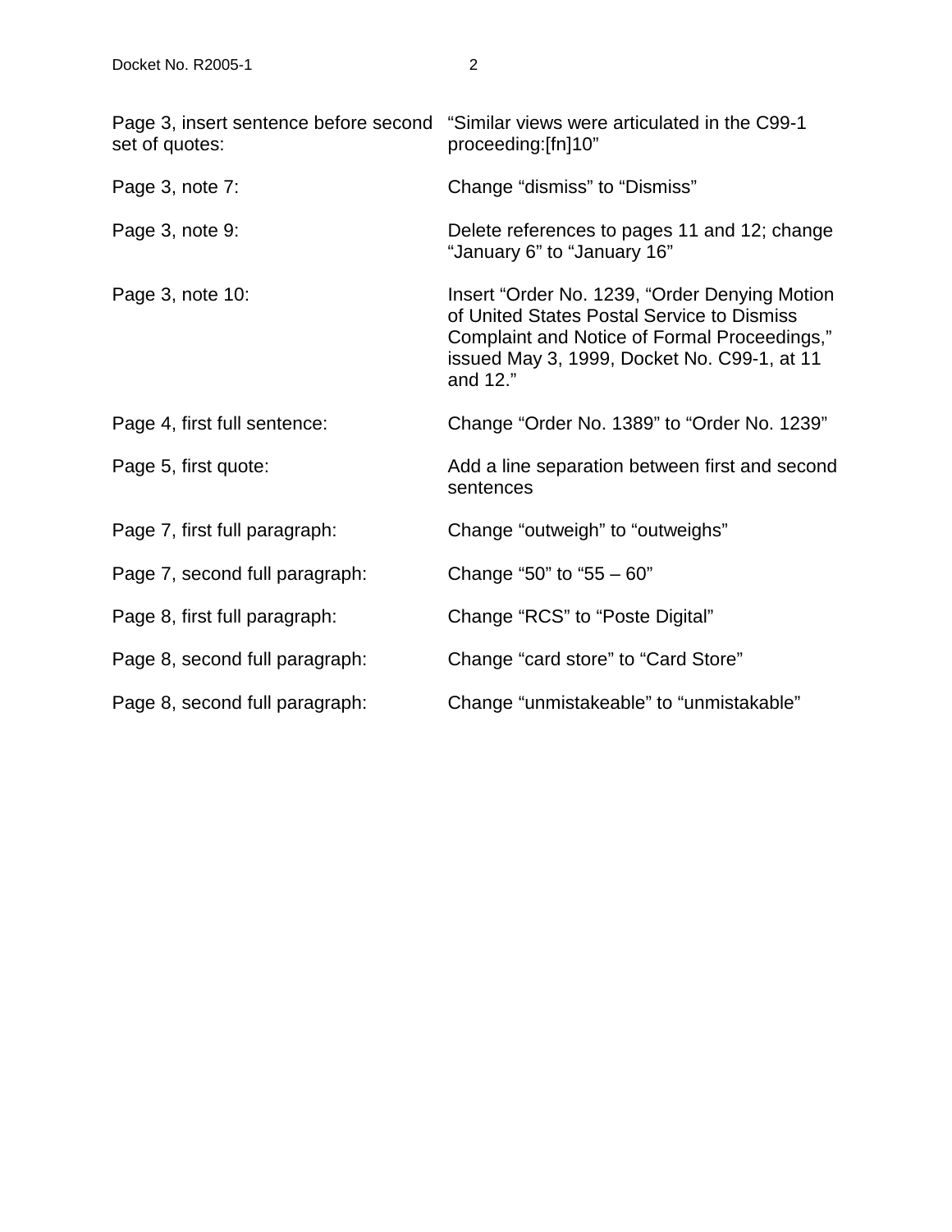| | |
|---|---|
| Page 3, insert sentence before second set of quotes: | “Similar views were articulated in the C99-1 proceeding:[fn]10” |
| Page 3, note 7: | Change “dismiss” to “Dismiss” |
| Page 3, note 9: | Delete references to pages 11 and 12; change “January 6” to “January 16” |
| Page 3, note 10: | Insert “Order No. 1239, “Order Denying Motion of United States Postal Service to Dismiss Complaint and Notice of Formal Proceedings,” issued May 3, 1999, Docket No. C99-1, at 11 and 12.” |
| Page 4, first full sentence: | Change “Order No. 1389” to “Order No. 1239” |
| Page 5, first quote: | Add a line separation between first and second sentences |
| Page 7, first full paragraph: | Change “outweigh” to “outweighs” |
| Page 7, second full paragraph: | Change “50” to “55 – 60” |
| Page 8, first full paragraph: | Change “RCS” to “Poste Digital” |
| Page 8, second full paragraph: | Change “card store” to “Card Store” |
| Page 8, second full paragraph: | Change “unmistakeable” to “unmistakable” |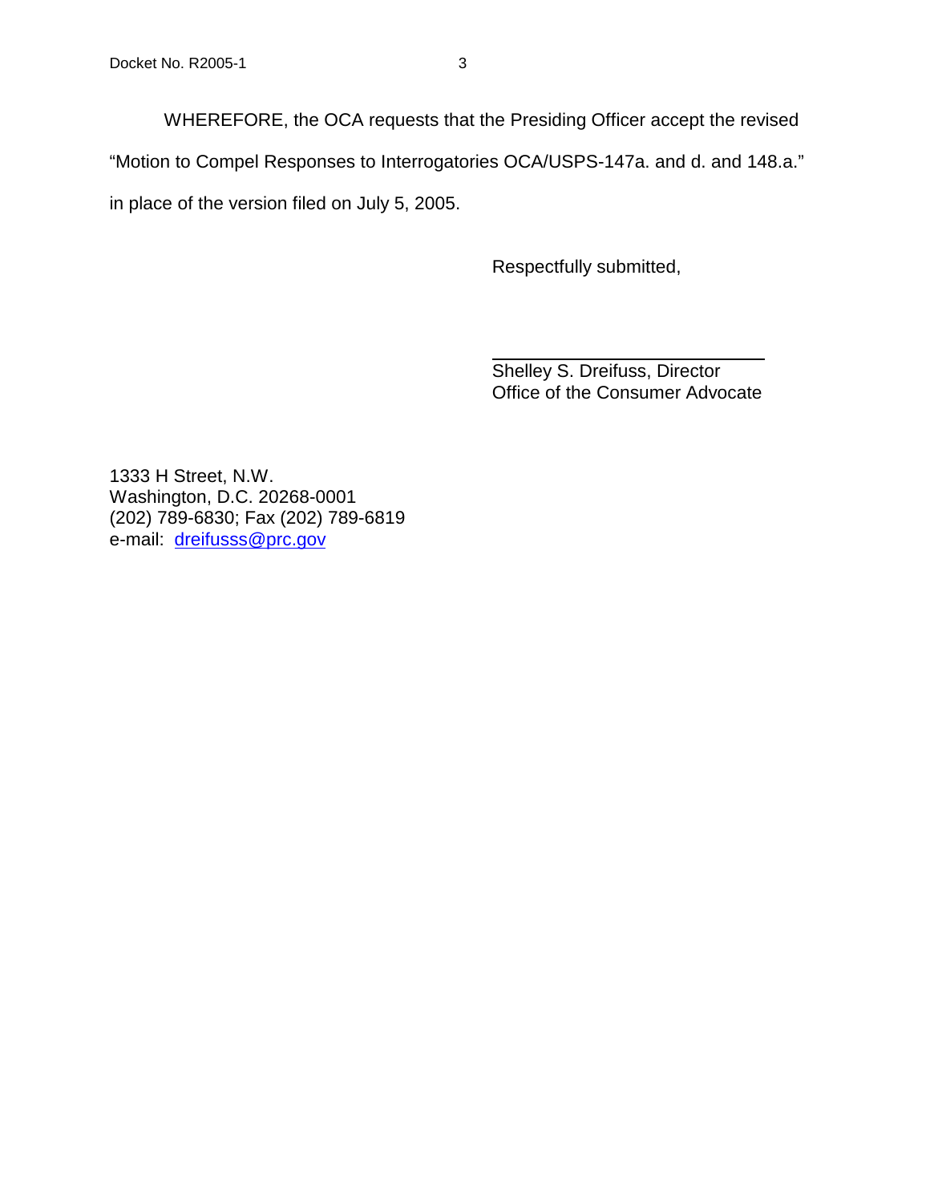WHEREFORE, the OCA requests that the Presiding Officer accept the revised "Motion to Compel Responses to Interrogatories OCA/USPS-147a. and d. and 148.a." in place of the version filed on July 5, 2005.

Respectfully submitted,

Shelley S. Dreifuss, Director
Office of the Consumer Advocate

1333 H Street, N.W.
Washington, D.C. 20268-0001
(202) 789-6830; Fax (202) 789-6819
e-mail: dreifusss@prc.gov